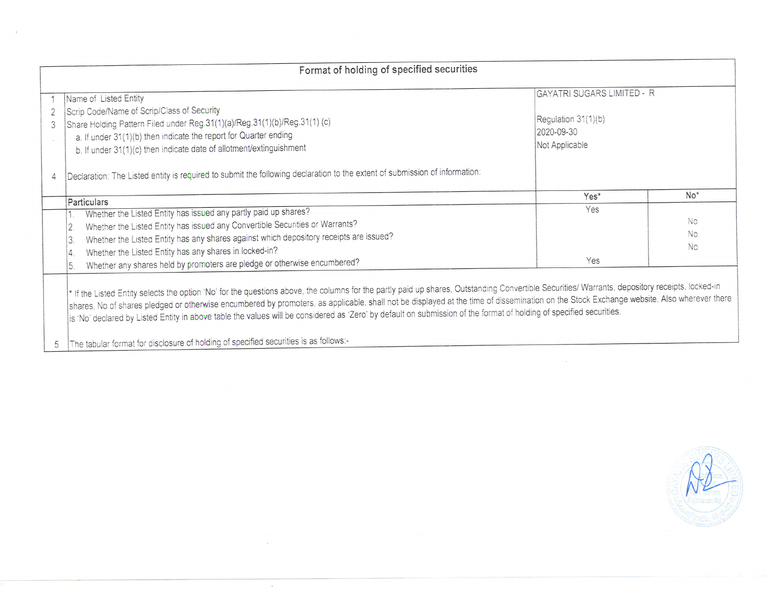## Format of holding of specified securities

| | | |
|---|---|---|
| 1 | Name of Listed Entity | GAYATRI SUGARS LIMITED - R |
| 2 | Scrip Code/Name of Scrip/Class of Security | |
| 3 | Share Holding Pattern Filed under Reg.31(1)(a)/Reg.31(1)(b)/Reg.31(1) (c) | Regulation 31(1)(b) |
| . | a. If under 31(1)(b) then indicate the report for Quarter ending | 2020-09-30 |
| | b. If under 31(1)(c) then indicate date of allotment/extinguishment | Not Applicable |
| 4 | Declaration: The Listed entity is required to submit the following declaration to the extent of submission of information: | |

| Particulars | Yes* | No* |
|---|---|---|
| 1. Whether the Listed Entity has issued any partly paid up shares? | Yes | |
| 2. Whether the Listed Entity has issued any Convertible Securities or Warrants? | | No |
| 3. Whether the Listed Entity has any shares against which depository receipts are issued? | | No |
| 4. Whether the Listed Entity has any shares in locked-in? | | No |
| 5. Whether any shares held by promoters are pledge or otherwise encumbered? | Yes | |

* If the Listed Entity selects the option 'No' for the questions above, the columns for the partly paid up shares, Outstanding Convertible Securities/ Warrants, depository receipts, locked-in shares, No of shares pledged or otherwise encumbered by promoters, as applicable, shall not be displayed at the time of dissemination on the Stock Exchange website. Also wherever there is 'No' declared by Listed Entity in above table the values will be considered as 'Zero' by default on submission of the format of holding of specified securities.

5 The tabular format for disclosure of holding of specified securities is as follows:-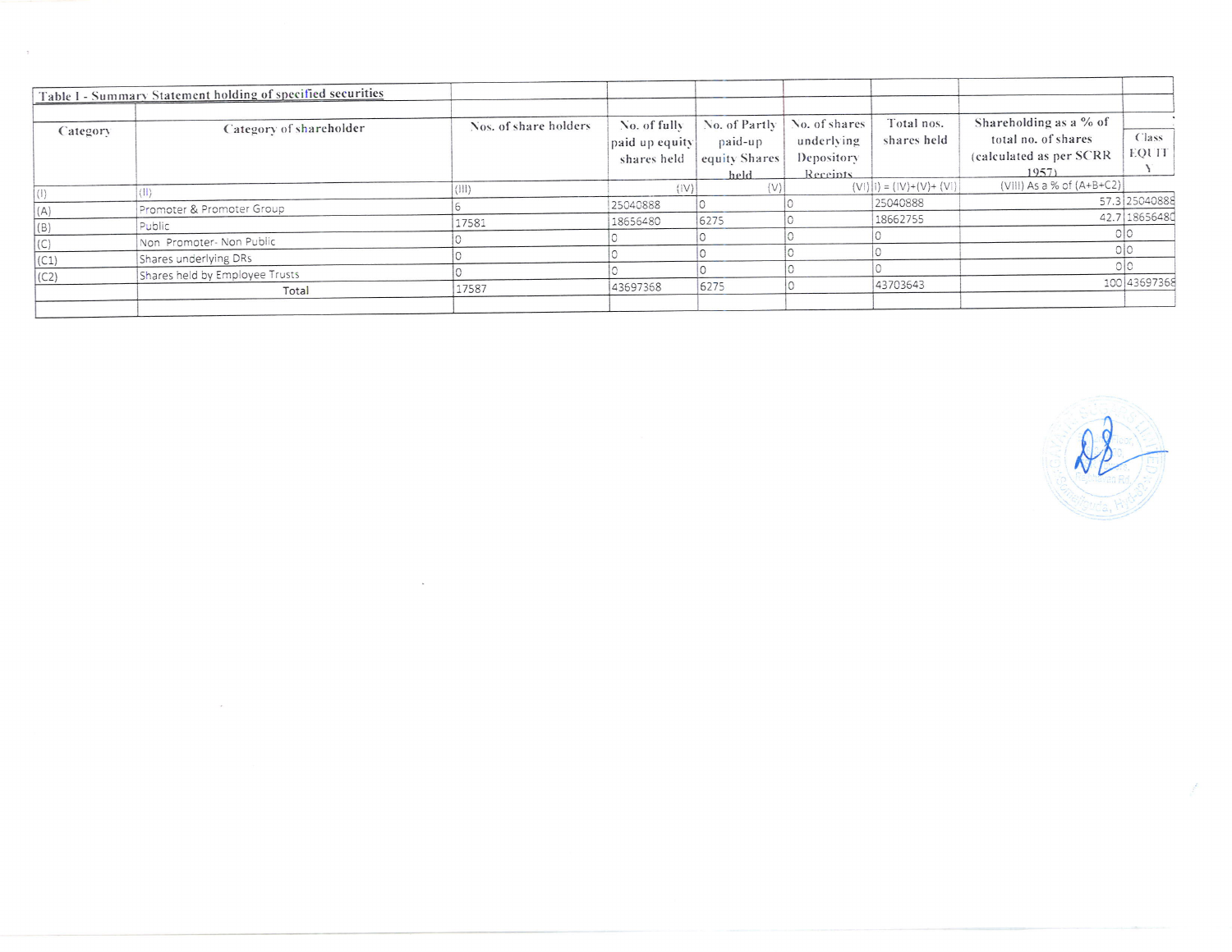| Table I - Summary Statement holding of specified securities | | | | | | | | |
|---|---|---|---|---|---|---|---|---|
| Category | Category of shareholder | Nos. of share holders | No. of fully paid up equity shares held | No. of Partly paid-up equity Shares held | No. of shares underlying Depository Receipts | Total nos. shares held | Shareholding as a % of total no. of shares (calculated as per SCRR 1957) | Class EQUITY |
| (I) | (II) | (III) | (IV) | (V) | (VI) | (VII) = (IV)+(V)+ (VI) | (VIII) As a % of (A+B+C2) | |
| (A) | Promoter & Promoter Group | 6 | 25040888 | 0 | 0 | 25040888 | 57.3 | 25040888 |
| (B) | Public | 17581 | 18656480 | 6275 | 0 | 18662755 | 42.7 | 18656480 |
| (C) | Non Promoter- Non Public | 0 | 0 | 0 | 0 | 0 | 0 | 0 |
| (C1) | Shares underlying DRs | 0 | 0 | 0 | 0 | 0 | 0 | 0 |
| (C2) | Shares held by Employee Trusts | 0 | 0 | 0 | 0 | 0 | 0 | 0 |
| | Total | 17587 | 43697368 | 6275 | 0 | 43703643 | 100 | 43697368 |